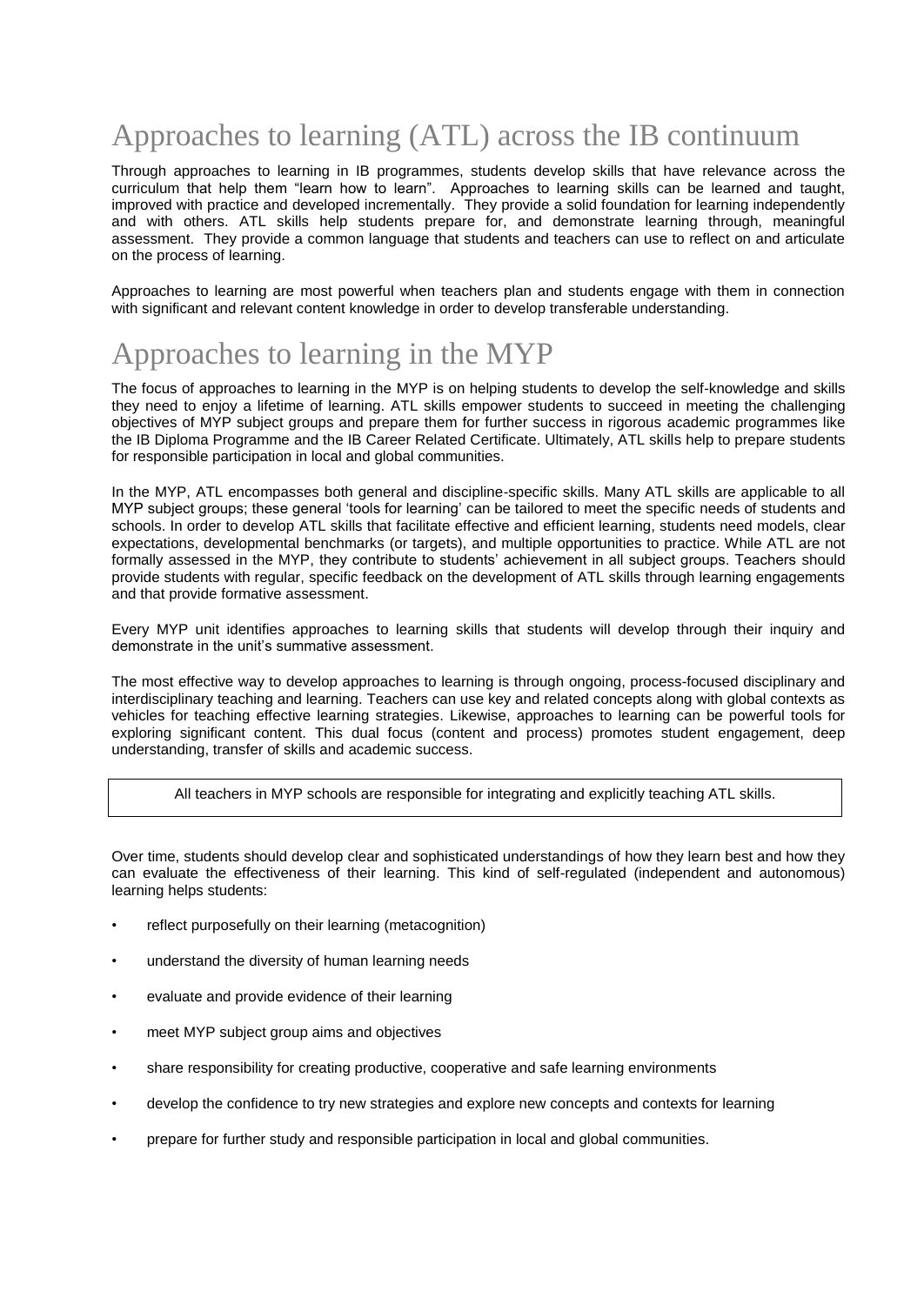# Approaches to learning (ATL) across the IB continuum

Through approaches to learning in IB programmes, students develop skills that have relevance across the curriculum that help them "learn how to learn". Approaches to learning skills can be learned and taught, improved with practice and developed incrementally. They provide a solid foundation for learning independently and with others. ATL skills help students prepare for, and demonstrate learning through, meaningful assessment. They provide a common language that students and teachers can use to reflect on and articulate on the process of learning.

Approaches to learning are most powerful when teachers plan and students engage with them in connection with significant and relevant content knowledge in order to develop transferable understanding.

# Approaches to learning in the MYP

The focus of approaches to learning in the MYP is on helping students to develop the self-knowledge and skills they need to enjoy a lifetime of learning. ATL skills empower students to succeed in meeting the challenging objectives of MYP subject groups and prepare them for further success in rigorous academic programmes like the IB Diploma Programme and the IB Career Related Certificate. Ultimately, ATL skills help to prepare students for responsible participation in local and global communities.

In the MYP, ATL encompasses both general and discipline-specific skills. Many ATL skills are applicable to all MYP subject groups; these general 'tools for learning' can be tailored to meet the specific needs of students and schools. In order to develop ATL skills that facilitate effective and efficient learning, students need models, clear expectations, developmental benchmarks (or targets), and multiple opportunities to practice. While ATL are not formally assessed in the MYP, they contribute to students' achievement in all subject groups. Teachers should provide students with regular, specific feedback on the development of ATL skills through learning engagements and that provide formative assessment.

Every MYP unit identifies approaches to learning skills that students will develop through their inquiry and demonstrate in the unit's summative assessment.

The most effective way to develop approaches to learning is through ongoing, process-focused disciplinary and interdisciplinary teaching and learning. Teachers can use key and related concepts along with global contexts as vehicles for teaching effective learning strategies. Likewise, approaches to learning can be powerful tools for exploring significant content. This dual focus (content and process) promotes student engagement, deep understanding, transfer of skills and academic success.

> All teachers in MYP schools are responsible for integrating and explicitly teaching ATL skills.

Over time, students should develop clear and sophisticated understandings of how they learn best and how they can evaluate the effectiveness of their learning. This kind of self-regulated (independent and autonomous) learning helps students:

- reflect purposefully on their learning (metacognition)
- understand the diversity of human learning needs
- evaluate and provide evidence of their learning
- meet MYP subject group aims and objectives
- share responsibility for creating productive, cooperative and safe learning environments
- develop the confidence to try new strategies and explore new concepts and contexts for learning
- prepare for further study and responsible participation in local and global communities.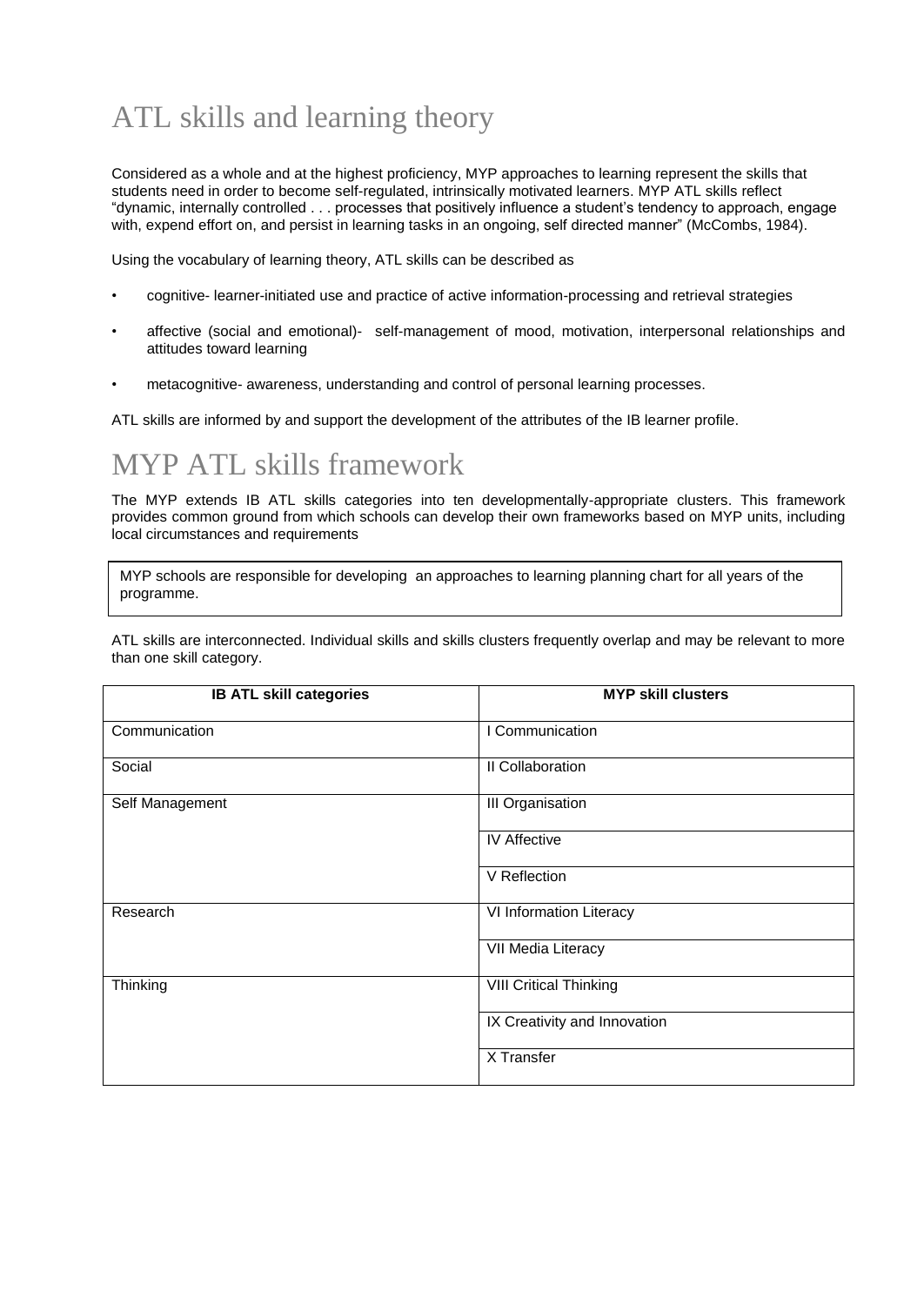# ATL skills and learning theory

Considered as a whole and at the highest proficiency, MYP approaches to learning represent the skills that students need in order to become self-regulated, intrinsically motivated learners. MYP ATL skills reflect "dynamic, internally controlled . . . processes that positively influence a student's tendency to approach, engage with, expend effort on, and persist in learning tasks in an ongoing, self directed manner" (McCombs, 1984).

Using the vocabulary of learning theory, ATL skills can be described as

- cognitive- learner-initiated use and practice of active information-processing and retrieval strategies
- affective (social and emotional)- self-management of mood, motivation, interpersonal relationships and attitudes toward learning
- metacognitive- awareness, understanding and control of personal learning processes.

ATL skills are informed by and support the development of the attributes of the IB learner profile.

# MYP ATL skills framework

The MYP extends IB ATL skills categories into ten developmentally-appropriate clusters. This framework provides common ground from which schools can develop their own frameworks based on MYP units, including local circumstances and requirements

MYP schools are responsible for developing an approaches to learning planning chart for all years of the programme.

ATL skills are interconnected. Individual skills and skills clusters frequently overlap and may be relevant to more than one skill category.

| IB ATL skill categories | MYP skill clusters |
|---|---|
| Communication | I Communication |
| Social | II Collaboration |
| Self Management | III Organisation |
| | IV Affective |
| | V Reflection |
| Research | VI Information Literacy |
| | VII Media Literacy |
| Thinking | VIII Critical Thinking |
| | IX Creativity and Innovation |
| | X Transfer |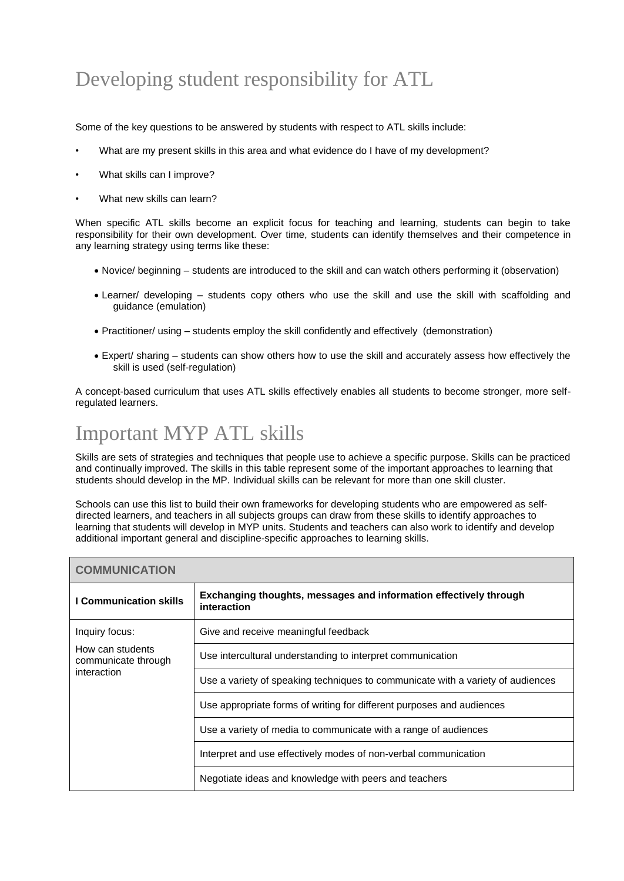# Developing student responsibility for ATL

Some of the key questions to be answered by students with respect to ATL skills include:

- What are my present skills in this area and what evidence do I have of my development?
- What skills can I improve?
- What new skills can learn?

When specific ATL skills become an explicit focus for teaching and learning, students can begin to take responsibility for their own development. Over time, students can identify themselves and their competence in any learning strategy using terms like these:

- Novice/ beginning – students are introduced to the skill and can watch others performing it (observation)
- Learner/ developing – students copy others who use the skill and use the skill with scaffolding and guidance (emulation)
- Practitioner/ using – students employ the skill confidently and effectively (demonstration)
- Expert/ sharing – students can show others how to use the skill and accurately assess how effectively the skill is used (self-regulation)

A concept-based curriculum that uses ATL skills effectively enables all students to become stronger, more self-regulated learners.

# Important MYP ATL skills

Skills are sets of strategies and techniques that people use to achieve a specific purpose. Skills can be practiced and continually improved. The skills in this table represent some of the important approaches to learning that students should develop in the MP. Individual skills can be relevant for more than one skill cluster.

Schools can use this list to build their own frameworks for developing students who are empowered as self-directed learners, and teachers in all subjects groups can draw from these skills to identify approaches to learning that students will develop in MYP units. Students and teachers can also work to identify and develop additional important general and discipline-specific approaches to learning skills.

| COMMUNICATION | |
|---|---|
| **I Communication skills** | **Exchanging thoughts, messages and information effectively through interaction** |
| Inquiry focus:<br>How can students communicate through interaction | Give and receive meaningful feedback |
| | Use intercultural understanding to interpret communication |
| | Use a variety of speaking techniques to communicate with a variety of audiences |
| | Use appropriate forms of writing for different purposes and audiences |
| | Use a variety of media to communicate with a range of audiences |
| | Interpret and use effectively modes of non-verbal communication |
| | Negotiate ideas and knowledge with peers and teachers |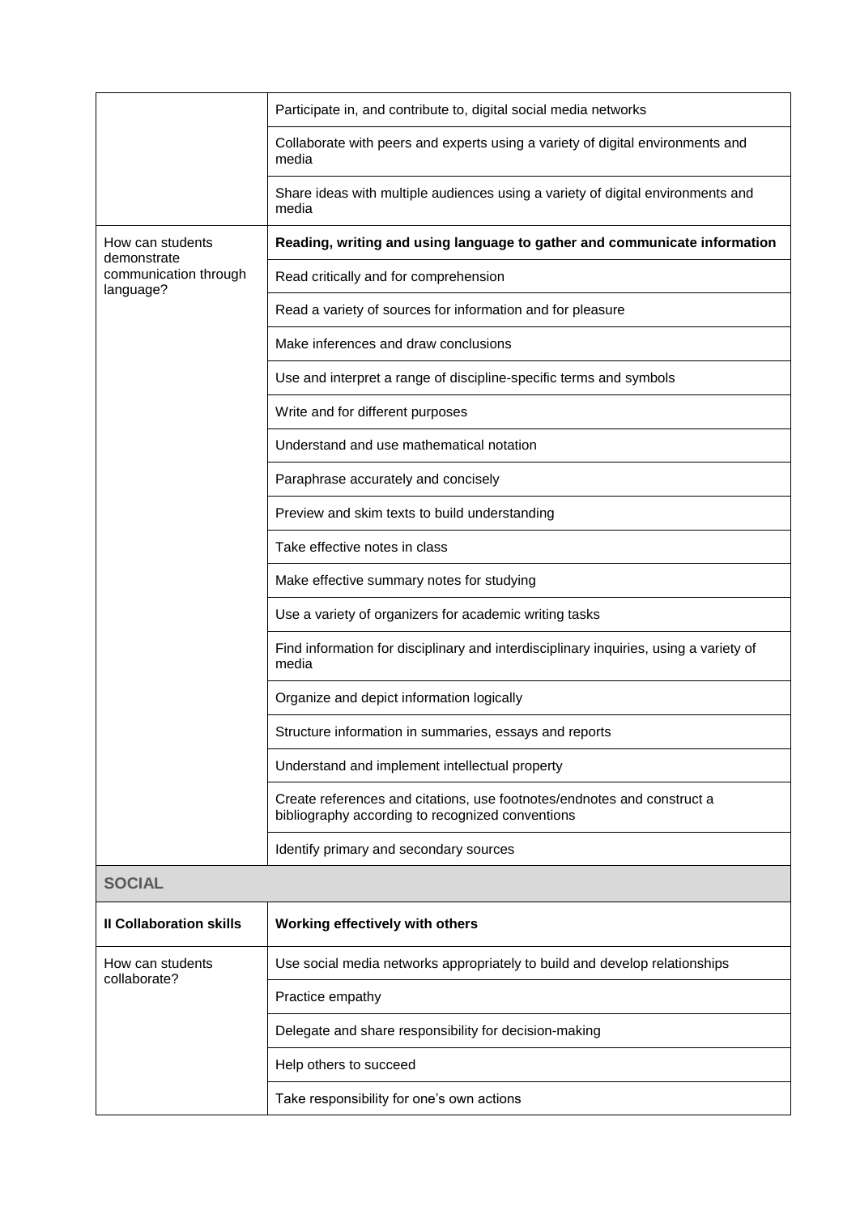| | |
|---|---|
| | Participate in, and contribute to, digital social media networks |
| | Collaborate with peers and experts using a variety of digital environments and media |
| | Share ideas with multiple audiences using a variety of digital environments and media |
| How can students demonstrate communication through language? | **Reading, writing and using language to gather and communicate information** |
| | Read critically and for comprehension |
| | Read a variety of sources for information and for pleasure |
| | Make inferences and draw conclusions |
| | Use and interpret a range of discipline-specific terms and symbols |
| | Write and for different purposes |
| | Understand and use mathematical notation |
| | Paraphrase accurately and concisely |
| | Preview and skim texts to build understanding |
| | Take effective notes in class |
| | Make effective summary notes for studying |
| | Use a variety of organizers for academic writing tasks |
| | Find information for disciplinary and interdisciplinary inquiries, using a variety of media |
| | Organize and depict information logically |
| | Structure information in summaries, essays and reports |
| | Understand and implement intellectual property |
| | Create references and citations, use footnotes/endnotes and construct a bibliography according to recognized conventions |
| | Identify primary and secondary sources |
| **SOCIAL** | |
| **II Collaboration skills** | **Working effectively with others** |
| How can students collaborate? | Use social media networks appropriately to build and develop relationships |
| | Practice empathy |
| | Delegate and share responsibility for decision-making |
| | Help others to succeed |
| | Take responsibility for one's own actions |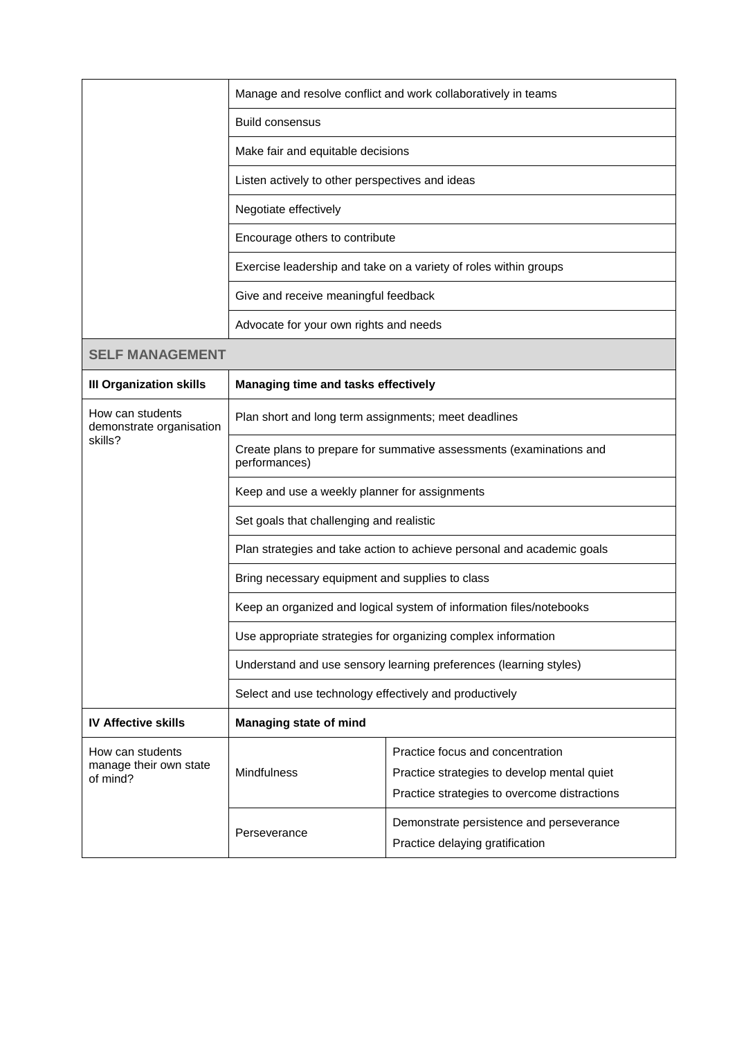| | | |
|---|---|---|
| | Manage and resolve conflict and work collaboratively in teams | |
| | Build consensus | |
| | Make fair and equitable decisions | |
| | Listen actively to other perspectives and ideas | |
| | Negotiate effectively | |
| | Encourage others to contribute | |
| | Exercise leadership and take on a variety of roles within groups | |
| | Give and receive meaningful feedback | |
| | Advocate for your own rights and needs | |
| **SELF MANAGEMENT** | | |
| **III Organization skills** | **Managing time and tasks effectively** | |
| How can students demonstrate organisation skills? | Plan short and long term assignments; meet deadlines | |
| | Create plans to prepare for summative assessments (examinations and performances) | |
| | Keep and use a weekly planner for assignments | |
| | Set goals that challenging and realistic | |
| | Plan strategies and take action to achieve personal and academic goals | |
| | Bring necessary equipment and supplies to class | |
| | Keep an organized and logical system of information files/notebooks | |
| | Use appropriate strategies for organizing complex information | |
| | Understand and use sensory learning preferences (learning styles) | |
| | Select and use technology effectively and productively | |
| **IV Affective skills** | **Managing state of mind** | |
| How can students manage their own state of mind? | Mindfulness | Practice focus and concentration<br>Practice strategies to develop mental quiet<br>Practice strategies to overcome distractions |
| | Perseverance | Demonstrate persistence and perseverance<br>Practice delaying gratification |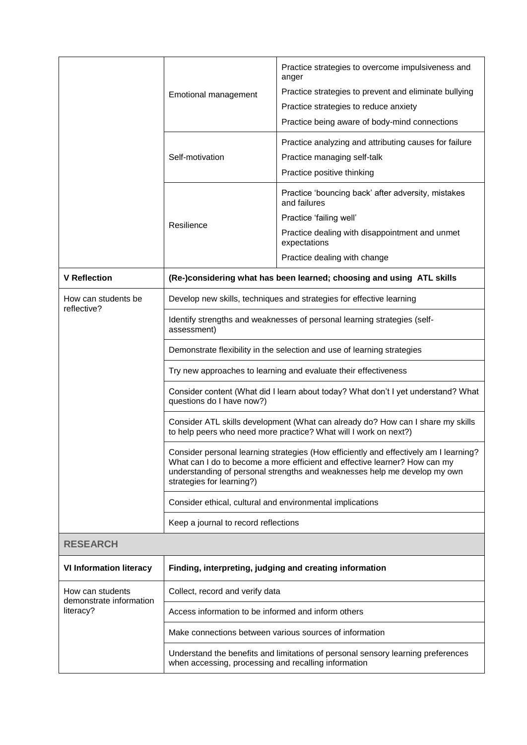| | | |
|---|---|---|
| | Emotional management | Practice strategies to overcome impulsiveness and anger<br>Practice strategies to prevent and eliminate bullying<br>Practice strategies to reduce anxiety<br>Practice being aware of body-mind connections |
| | Self-motivation | Practice analyzing and attributing causes for failure<br>Practice managing self-talk<br>Practice positive thinking |
| | Resilience | Practice 'bouncing back' after adversity, mistakes and failures<br>Practice 'failing well'<br>Practice dealing with disappointment and unmet expectations<br>Practice dealing with change |

| **V Reflection** | **(Re-)considering what has been learned; choosing and using ATL skills** |
|---|---|
| How can students be reflective? | Develop new skills, techniques and strategies for effective learning |
| | Identify strengths and weaknesses of personal learning strategies (self-assessment) |
| | Demonstrate flexibility in the selection and use of learning strategies |
| | Try new approaches to learning and evaluate their effectiveness |
| | Consider content (What did I learn about today? What don't I yet understand? What questions do I have now?) |
| | Consider ATL skills development (What can already do? How can I share my skills to help peers who need more practice? What will I work on next?) |
| | Consider personal learning strategies (How efficiently and effectively am I learning? What can I do to become a more efficient and effective learner? How can my understanding of personal strengths and weaknesses help me develop my own strategies for learning?) |
| | Consider ethical, cultural and environmental implications |
| | Keep a journal to record reflections |

## RESEARCH

| **VI Information literacy** | **Finding, interpreting, judging and creating information** |
|---|---|
| How can students demonstrate information literacy? | Collect, record and verify data |
| | Access information to be informed and inform others |
| | Make connections between various sources of information |
| | Understand the benefits and limitations of personal sensory learning preferences when accessing, processing and recalling information |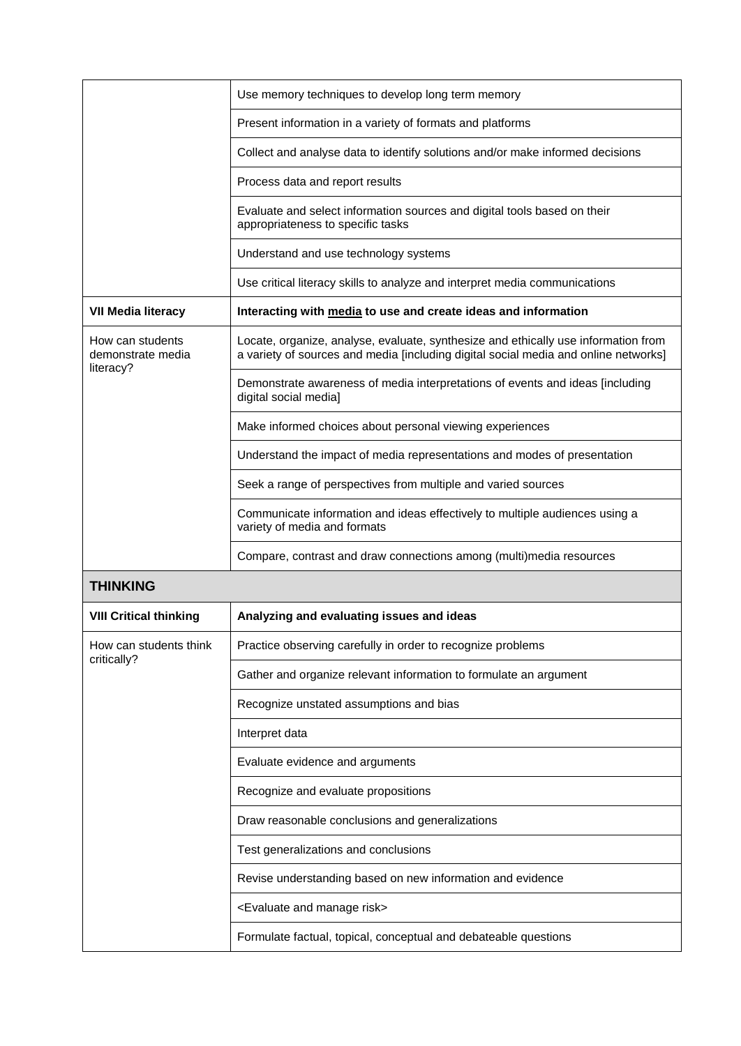| | |
|---|---|
| | Use memory techniques to develop long term memory |
| | Present information in a variety of formats and platforms |
| | Collect and analyse data to identify solutions and/or make informed decisions |
| | Process data and report results |
| | Evaluate and select information sources and digital tools based on their appropriateness to specific tasks |
| | Understand and use technology systems |
| | Use critical literacy skills to analyze and interpret media communications |
| **VII Media literacy** | **Interacting with <u>media</u> to use and create ideas and information** |
| How can students demonstrate media literacy? | Locate, organize, analyse, evaluate, synthesize and ethically use information from a variety of sources and media [including digital social media and online networks] |
| | Demonstrate awareness of media interpretations of events and ideas [including digital social media] |
| | Make informed choices about personal viewing experiences |
| | Understand the impact of media representations and modes of presentation |
| | Seek a range of perspectives from multiple and varied sources |
| | Communicate information and ideas effectively to multiple audiences using a variety of media and formats |
| | Compare, contrast and draw connections among (multi)media resources |
| **THINKING** | |
| **VIII Critical thinking** | **Analyzing and evaluating issues and ideas** |
| How can students think critically? | Practice observing carefully in order to recognize problems |
| | Gather and organize relevant information to formulate an argument |
| | Recognize unstated assumptions and bias |
| | Interpret data |
| | Evaluate evidence and arguments |
| | Recognize and evaluate propositions |
| | Draw reasonable conclusions and generalizations |
| | Test generalizations and conclusions |
| | Revise understanding based on new information and evidence |
| | <Evaluate and manage risk> |
| | Formulate factual, topical, conceptual and debateable questions |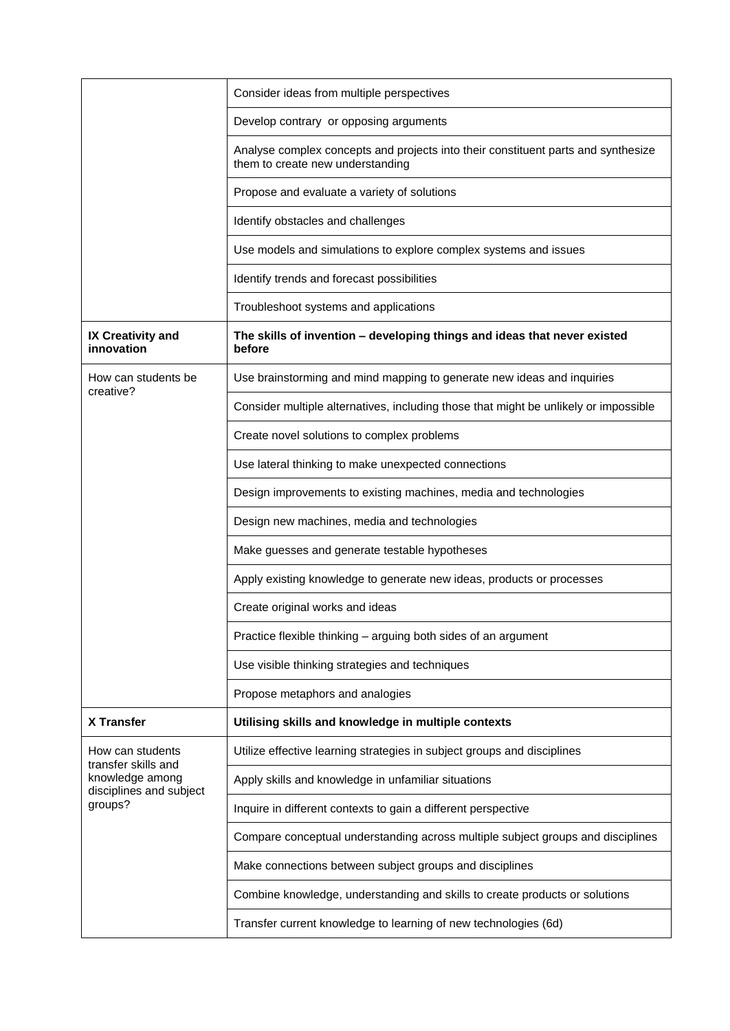| | |
|---|---|
| | Consider ideas from multiple perspectives |
| | Develop contrary or opposing arguments |
| | Analyse complex concepts and projects into their constituent parts and synthesize them to create new understanding |
| | Propose and evaluate a variety of solutions |
| | Identify obstacles and challenges |
| | Use models and simulations to explore complex systems and issues |
| | Identify trends and forecast possibilities |
| | Troubleshoot systems and applications |
| **IX Creativity and innovation** | **The skills of invention – developing things and ideas that never existed before** |
| How can students be creative? | Use brainstorming and mind mapping to generate new ideas and inquiries |
| | Consider multiple alternatives, including those that might be unlikely or impossible |
| | Create novel solutions to complex problems |
| | Use lateral thinking to make unexpected connections |
| | Design improvements to existing machines, media and technologies |
| | Design new machines, media and technologies |
| | Make guesses and generate testable hypotheses |
| | Apply existing knowledge to generate new ideas, products or processes |
| | Create original works and ideas |
| | Practice flexible thinking – arguing both sides of an argument |
| | Use visible thinking strategies and techniques |
| | Propose metaphors and analogies |
| **X Transfer** | **Utilising skills and knowledge in multiple contexts** |
| How can students transfer skills and knowledge among disciplines and subject groups? | Utilize effective learning strategies in subject groups and disciplines |
| | Apply skills and knowledge in unfamiliar situations |
| | Inquire in different contexts to gain a different perspective |
| | Compare conceptual understanding across multiple subject groups and disciplines |
| | Make connections between subject groups and disciplines |
| | Combine knowledge, understanding and skills to create products or solutions |
| | Transfer current knowledge to learning of new technologies (6d) |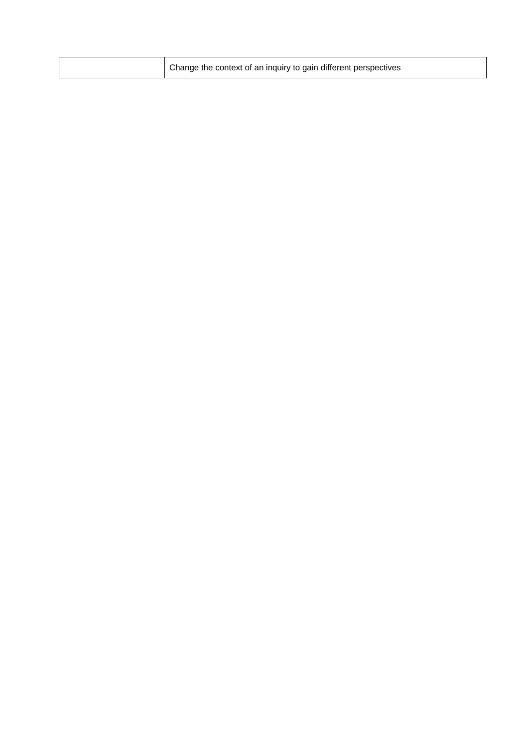|  | Change the context of an inquiry to gain different perspectives |
|---|---|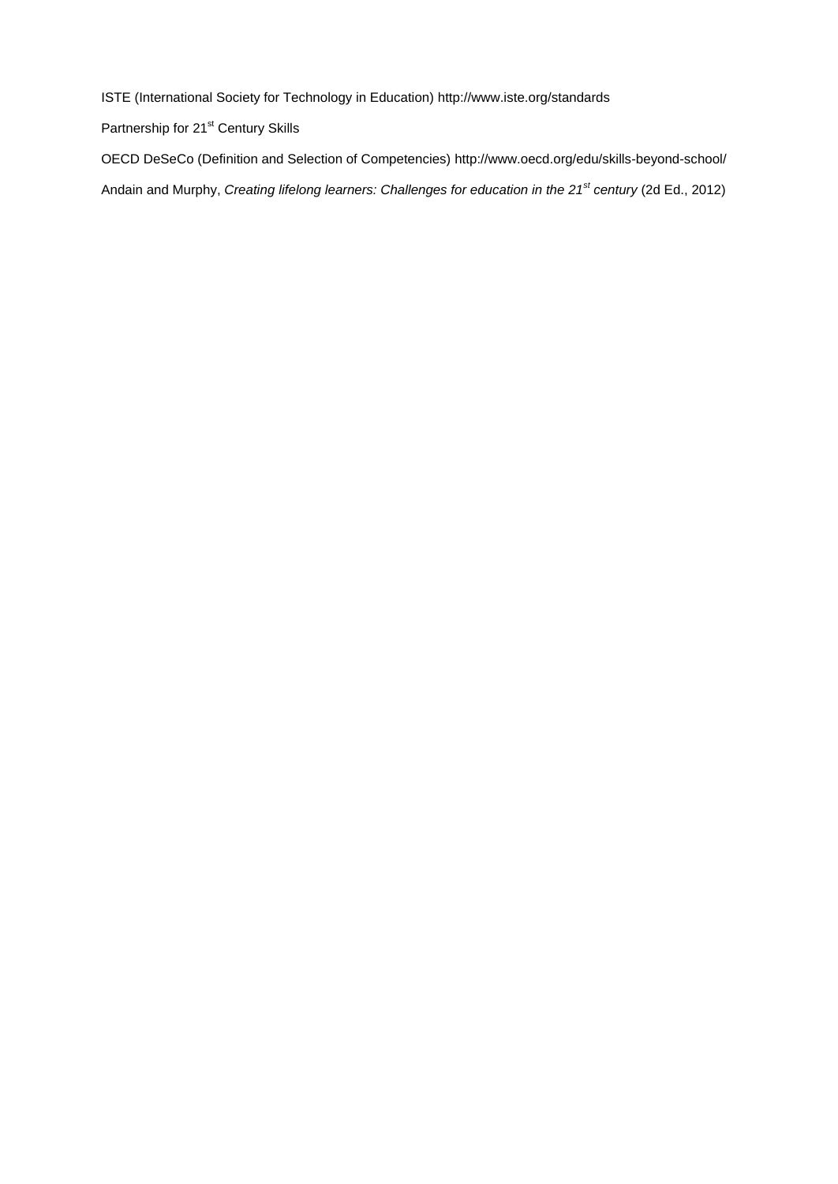ISTE (International Society for Technology in Education) http://www.iste.org/standards

Partnership for 21st Century Skills

OECD DeSeCo (Definition and Selection of Competencies) http://www.oecd.org/edu/skills-beyond-school/

Andain and Murphy, *Creating lifelong learners: Challenges for education in the 21st century* (2d Ed., 2012)